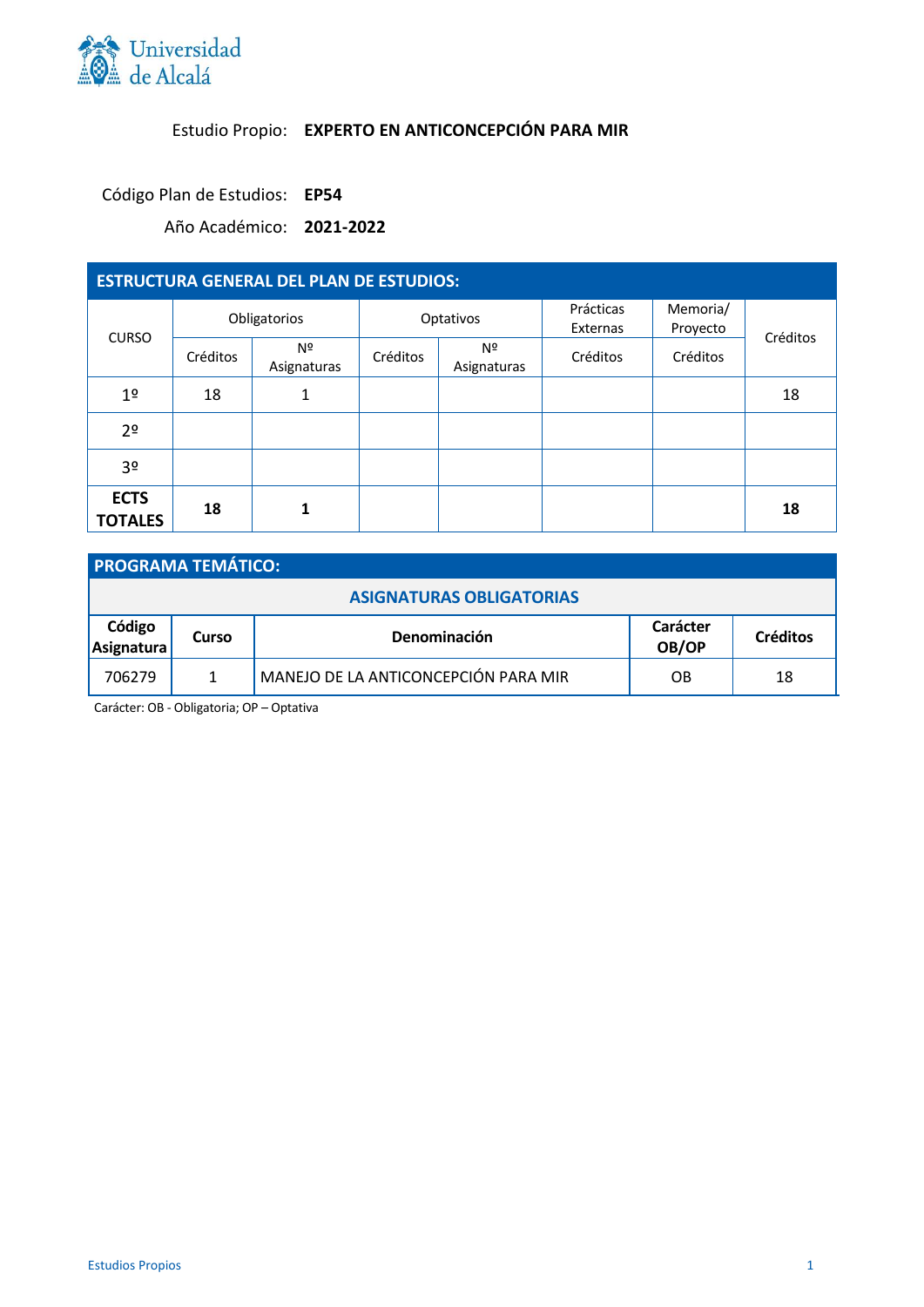Universidad de Alcalá

Estudio Propio: **EXPERTO EN ANTICONCEPCIÓN PARA MIR**

Código Plan de Estudios: **EP54**

Año Académico: **2021-2022**

## ESTRUCTURA GENERAL DEL PLAN DE ESTUDIOS:

| CURSO | Obligatorios | | Optativos | | Prácticas Externas | Memoria/ Proyecto | Créditos |
|---|---|---|---|---|---|---|---|
| | Créditos | Nº Asignaturas | Créditos | Nº Asignaturas | Créditos | Créditos | |
| 1º | 18 | 1 | | | | | 18 |
| 2º | | | | | | | |
| 3º | | | | | | | |
| **ECTS TOTALES** | **18** | **1** | | | | | **18** |

## PROGRAMA TEMÁTICO:

### ASIGNATURAS OBLIGATORIAS

| Código Asignatura | Curso | Denominación | Carácter OB/OP | Créditos |
|---|---|---|---|---|
| 706279 | 1 | MANEJO DE LA ANTICONCEPCIÓN PARA MIR | OB | 18 |

Carácter: OB - Obligatoria; OP – Optativa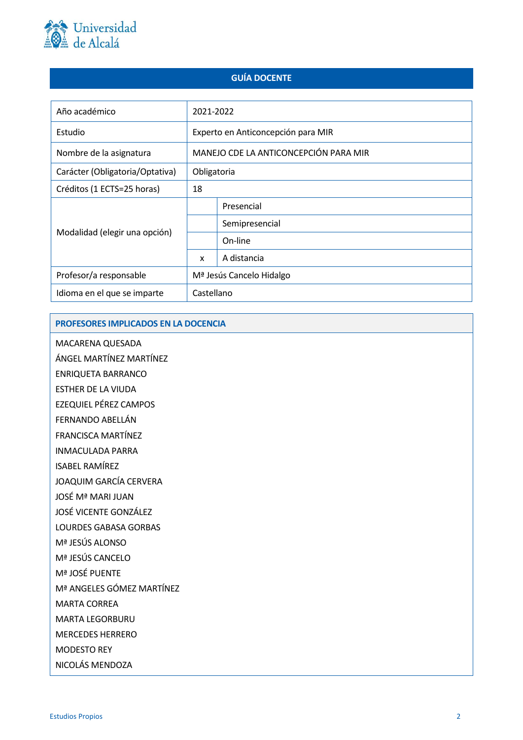## GUÍA DOCENTE

| | | |
|---|---|---|
| Año académico | 2021-2022 | |
| Estudio | Experto en Anticoncepción para MIR | |
| Nombre de la asignatura | MANEJO CDE LA ANTICONCEPCIÓN PARA MIR | |
| Carácter (Obligatoria/Optativa) | Obligatoria | |
| Créditos (1 ECTS=25 horas) | 18 | |
| Modalidad (elegir una opción) | | Presencial |
| | | Semipresencial |
| | | On-line |
| | x | A distancia |
| Profesor/a responsable | Mª Jesús Cancelo Hidalgo | |
| Idioma en el que se imparte | Castellano | |

### PROFESORES IMPLICADOS EN LA DOCENCIA

MACARENA QUESADA
ÁNGEL MARTÍNEZ MARTÍNEZ
ENRIQUETA BARRANCO
ESTHER DE LA VIUDA
EZEQUIEL PÉREZ CAMPOS
FERNANDO ABELLÁN
FRANCISCA MARTÍNEZ
INMACULADA PARRA
ISABEL RAMÍREZ
JOAQUIM GARCÍA CERVERA
JOSÉ Mª MARI JUAN
JOSÉ VICENTE GONZÁLEZ
LOURDES GABASA GORBAS
Mª JESÚS ALONSO
Mª JESÚS CANCELO
Mª JOSÉ PUENTE
Mª ANGELES GÓMEZ MARTÍNEZ
MARTA CORREA
MARTA LEGORBURU
MERCEDES HERRERO
MODESTO REY
NICOLÁS MENDOZA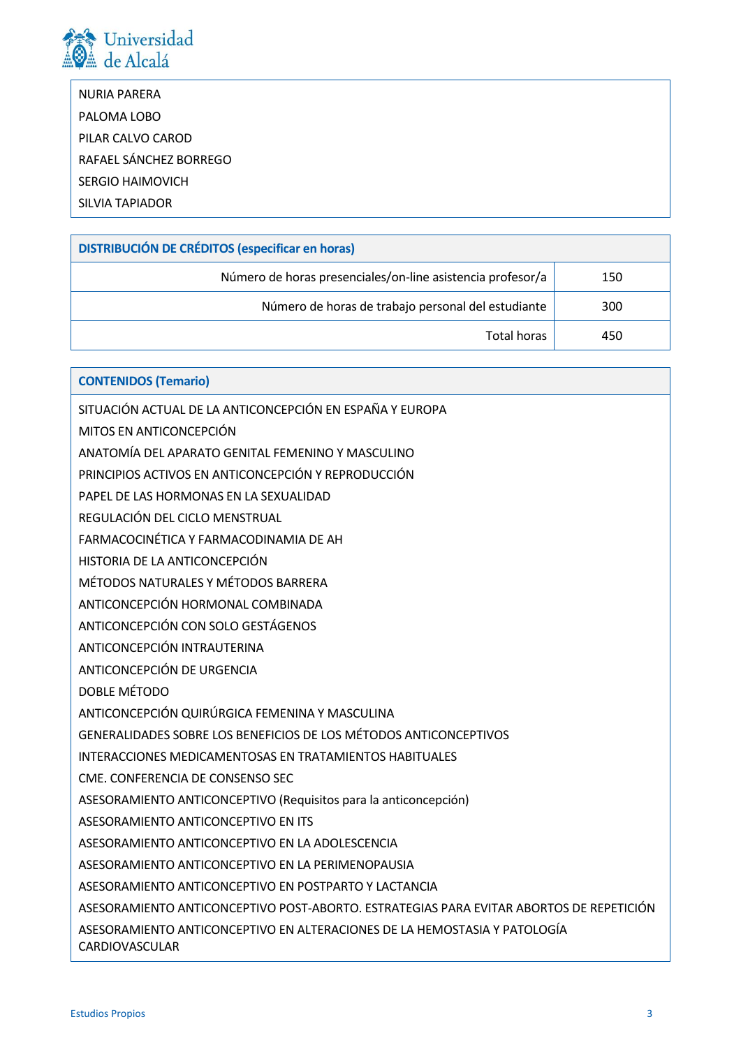NURIA PARERA
PALOMA LOBO
PILAR CALVO CAROD
RAFAEL SÁNCHEZ BORREGO
SERGIO HAIMOVICH
SILVIA TAPIADOR

| DISTRIBUCIÓN DE CRÉDITOS (especificar en horas) | |
|---|---|
| Número de horas presenciales/on-line asistencia profesor/a | 150 |
| Número de horas de trabajo personal del estudiante | 300 |
| Total horas | 450 |

## CONTENIDOS (Temario)

SITUACIÓN ACTUAL DE LA ANTICONCEPCIÓN EN ESPAÑA Y EUROPA
MITOS EN ANTICONCEPCIÓN
ANATOMÍA DEL APARATO GENITAL FEMENINO Y MASCULINO
PRINCIPIOS ACTIVOS EN ANTICONCEPCIÓN Y REPRODUCCIÓN
PAPEL DE LAS HORMONAS EN LA SEXUALIDAD
REGULACIÓN DEL CICLO MENSTRUAL
FARMACOCINÉTICA Y FARMACODINAMIA DE AH
HISTORIA DE LA ANTICONCEPCIÓN
MÉTODOS NATURALES Y MÉTODOS BARRERA
ANTICONCEPCIÓN HORMONAL COMBINADA
ANTICONCEPCIÓN CON SOLO GESTÁGENOS
ANTICONCEPCIÓN INTRAUTERINA
ANTICONCEPCIÓN DE URGENCIA
DOBLE MÉTODO
ANTICONCEPCIÓN QUIRÚRGICA FEMENINA Y MASCULINA
GENERALIDADES SOBRE LOS BENEFICIOS DE LOS MÉTODOS ANTICONCEPTIVOS
INTERACCIONES MEDICAMENTOSAS EN TRATAMIENTOS HABITUALES
CME. CONFERENCIA DE CONSENSO SEC
ASESORAMIENTO ANTICONCEPTIVO (Requisitos para la anticoncepción)
ASESORAMIENTO ANTICONCEPTIVO EN ITS
ASESORAMIENTO ANTICONCEPTIVO EN LA ADOLESCENCIA
ASESORAMIENTO ANTICONCEPTIVO EN LA PERIMENOPAUSIA
ASESORAMIENTO ANTICONCEPTIVO EN POSTPARTO Y LACTANCIA
ASESORAMIENTO ANTICONCEPTIVO POST-ABORTO. ESTRATEGIAS PARA EVITAR ABORTOS DE REPETICIÓN
ASESORAMIENTO ANTICONCEPTIVO EN ALTERACIONES DE LA HEMOSTASIA Y PATOLOGÍA CARDIOVASCULAR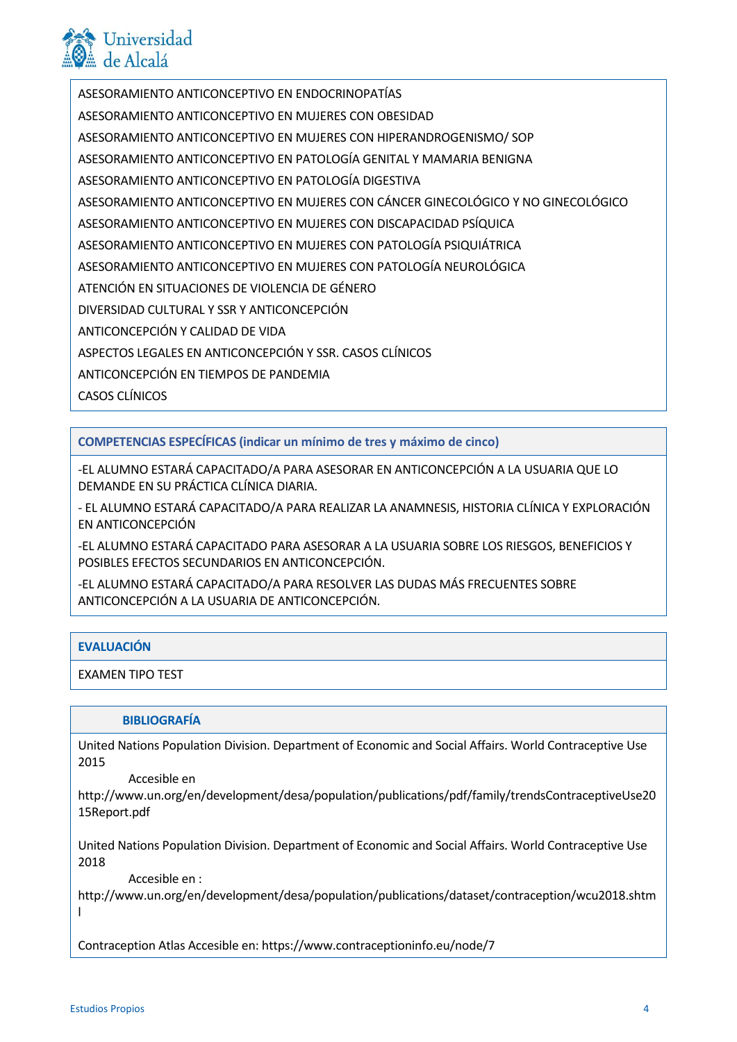ASESORAMIENTO ANTICONCEPTIVO EN ENDOCRINOPATÍAS

ASESORAMIENTO ANTICONCEPTIVO EN MUJERES CON OBESIDAD

ASESORAMIENTO ANTICONCEPTIVO EN MUJERES CON HIPERANDROGENISMO/ SOP

ASESORAMIENTO ANTICONCEPTIVO EN PATOLOGÍA GENITAL Y MAMARIA BENIGNA

ASESORAMIENTO ANTICONCEPTIVO EN PATOLOGÍA DIGESTIVA

ASESORAMIENTO ANTICONCEPTIVO EN MUJERES CON CÁNCER GINECOLÓGICO Y NO GINECOLÓGICO

ASESORAMIENTO ANTICONCEPTIVO EN MUJERES CON DISCAPACIDAD PSÍQUICA

ASESORAMIENTO ANTICONCEPTIVO EN MUJERES CON PATOLOGÍA PSIQUIÁTRICA

ASESORAMIENTO ANTICONCEPTIVO EN MUJERES CON PATOLOGÍA NEUROLÓGICA

ATENCIÓN EN SITUACIONES DE VIOLENCIA DE GÉNERO

DIVERSIDAD CULTURAL Y SSR Y ANTICONCEPCIÓN

ANTICONCEPCIÓN Y CALIDAD DE VIDA

ASPECTOS LEGALES EN ANTICONCEPCIÓN Y SSR. CASOS CLÍNICOS

ANTICONCEPCIÓN EN TIEMPOS DE PANDEMIA

CASOS CLÍNICOS

## COMPETENCIAS ESPECÍFICAS (indicar un mínimo de tres y máximo de cinco)

-EL ALUMNO ESTARÁ CAPACITADO/A PARA ASESORAR EN ANTICONCEPCIÓN A LA USUARIA QUE LO DEMANDE EN SU PRÁCTICA CLÍNICA DIARIA.

- EL ALUMNO ESTARÁ CAPACITADO/A PARA REALIZAR LA ANAMNESIS, HISTORIA CLÍNICA Y EXPLORACIÓN EN ANTICONCEPCIÓN

-EL ALUMNO ESTARÁ CAPACITADO PARA ASESORAR A LA USUARIA SOBRE LOS RIESGOS, BENEFICIOS Y POSIBLES EFECTOS SECUNDARIOS EN ANTICONCEPCIÓN.

-EL ALUMNO ESTARÁ CAPACITADO/A PARA RESOLVER LAS DUDAS MÁS FRECUENTES SOBRE ANTICONCEPCIÓN A LA USUARIA DE ANTICONCEPCIÓN.

## EVALUACIÓN

EXAMEN TIPO TEST

## BIBLIOGRAFÍA

United Nations Population Division. Department of Economic and Social Affairs. World Contraceptive Use 2015

Accesible en
http://www.un.org/en/development/desa/population/publications/pdf/family/trendsContraceptiveUse2015Report.pdf

United Nations Population Division. Department of Economic and Social Affairs. World Contraceptive Use 2018

Accesible en :
http://www.un.org/en/development/desa/population/publications/dataset/contraception/wcu2018.shtml

Contraception Atlas Accesible en: https://www.contraceptioninfo.eu/node/7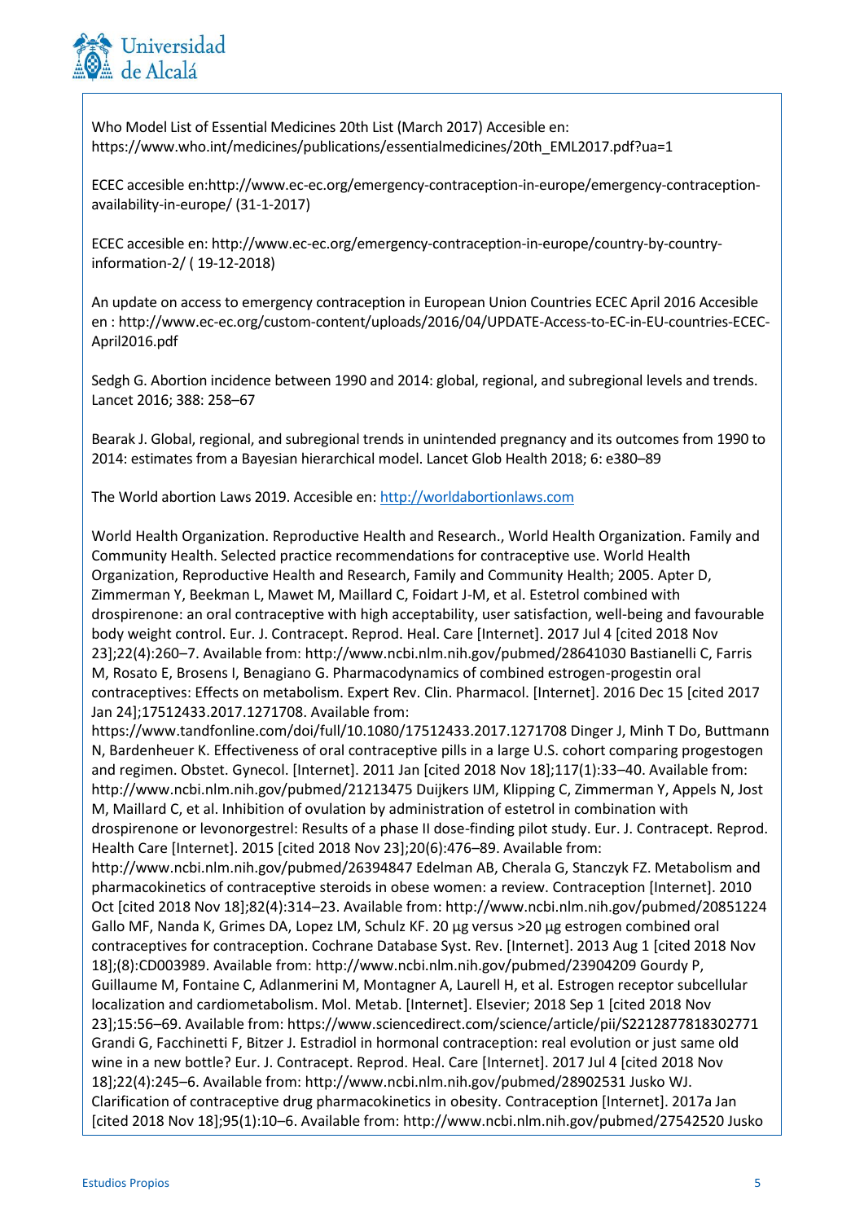Who Model List of Essential Medicines 20th List (March 2017) Accesible en: https://www.who.int/medicines/publications/essentialmedicines/20th_EML2017.pdf?ua=1

ECEC accesible en:http://www.ec-ec.org/emergency-contraception-in-europe/emergency-contraception-availability-in-europe/ (31-1-2017)

ECEC accesible en: http://www.ec-ec.org/emergency-contraception-in-europe/country-by-country-information-2/ ( 19-12-2018)

An update on access to emergency contraception in European Union Countries ECEC April 2016 Accesible en : http://www.ec-ec.org/custom-content/uploads/2016/04/UPDATE-Access-to-EC-in-EU-countries-ECEC-April2016.pdf

Sedgh G. Abortion incidence between 1990 and 2014: global, regional, and subregional levels and trends. Lancet 2016; 388: 258–67

Bearak J. Global, regional, and subregional trends in unintended pregnancy and its outcomes from 1990 to 2014: estimates from a Bayesian hierarchical model. Lancet Glob Health 2018; 6: e380–89

The World abortion Laws 2019. Accesible en: http://worldabortionlaws.com

World Health Organization. Reproductive Health and Research., World Health Organization. Family and Community Health. Selected practice recommendations for contraceptive use. World Health Organization, Reproductive Health and Research, Family and Community Health; 2005. Apter D, Zimmerman Y, Beekman L, Mawet M, Maillard C, Foidart J-M, et al. Estetrol combined with drospirenone: an oral contraceptive with high acceptability, user satisfaction, well-being and favourable body weight control. Eur. J. Contracept. Reprod. Heal. Care [Internet]. 2017 Jul 4 [cited 2018 Nov 23];22(4):260–7. Available from: http://www.ncbi.nlm.nih.gov/pubmed/28641030 Bastianelli C, Farris M, Rosato E, Brosens I, Benagiano G. Pharmacodynamics of combined estrogen-progestin oral contraceptives: Effects on metabolism. Expert Rev. Clin. Pharmacol. [Internet]. 2016 Dec 15 [cited 2017 Jan 24];17512433.2017.1271708. Available from: https://www.tandfonline.com/doi/full/10.1080/17512433.2017.1271708 Dinger J, Minh T Do, Buttmann N, Bardenheuer K. Effectiveness of oral contraceptive pills in a large U.S. cohort comparing progestogen and regimen. Obstet. Gynecol. [Internet]. 2011 Jan [cited 2018 Nov 18];117(1):33–40. Available from: http://www.ncbi.nlm.nih.gov/pubmed/21213475 Duijkers IJM, Klipping C, Zimmerman Y, Appels N, Jost M, Maillard C, et al. Inhibition of ovulation by administration of estetrol in combination with drospirenone or levonorgestrel: Results of a phase II dose-finding pilot study. Eur. J. Contracept. Reprod. Health Care [Internet]. 2015 [cited 2018 Nov 23];20(6):476–89. Available from: http://www.ncbi.nlm.nih.gov/pubmed/26394847 Edelman AB, Cherala G, Stanczyk FZ. Metabolism and pharmacokinetics of contraceptive steroids in obese women: a review. Contraception [Internet]. 2010 Oct [cited 2018 Nov 18];82(4):314–23. Available from: http://www.ncbi.nlm.nih.gov/pubmed/20851224 Gallo MF, Nanda K, Grimes DA, Lopez LM, Schulz KF. 20 µg versus >20 µg estrogen combined oral contraceptives for contraception. Cochrane Database Syst. Rev. [Internet]. 2013 Aug 1 [cited 2018 Nov 18];(8):CD003989. Available from: http://www.ncbi.nlm.nih.gov/pubmed/23904209 Gourdy P, Guillaume M, Fontaine C, Adlanmerini M, Montagner A, Laurell H, et al. Estrogen receptor subcellular localization and cardiometabolism. Mol. Metab. [Internet]. Elsevier; 2018 Sep 1 [cited 2018 Nov 23];15:56–69. Available from: https://www.sciencedirect.com/science/article/pii/S2212877818302771 Grandi G, Facchinetti F, Bitzer J. Estradiol in hormonal contraception: real evolution or just same old wine in a new bottle? Eur. J. Contracept. Reprod. Heal. Care [Internet]. 2017 Jul 4 [cited 2018 Nov 18];22(4):245–6. Available from: http://www.ncbi.nlm.nih.gov/pubmed/28902531 Jusko WJ. Clarification of contraceptive drug pharmacokinetics in obesity. Contraception [Internet]. 2017a Jan [cited 2018 Nov 18];95(1):10–6. Available from: http://www.ncbi.nlm.nih.gov/pubmed/27542520 Jusko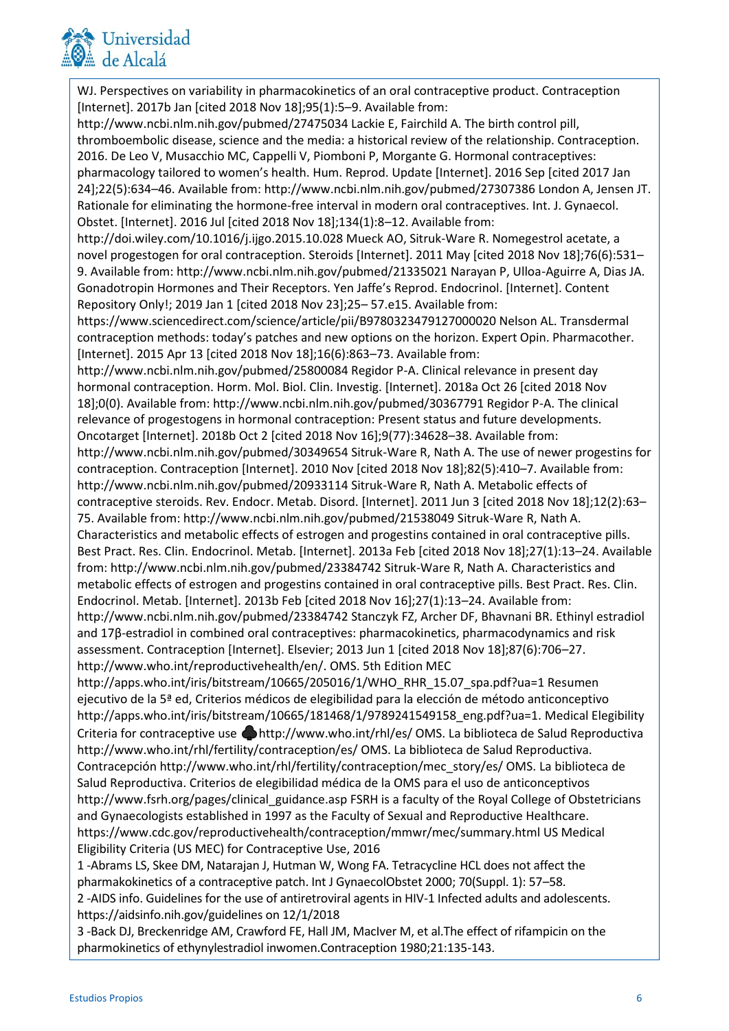WJ. Perspectives on variability in pharmacokinetics of an oral contraceptive product. Contraception [Internet]. 2017b Jan [cited 2018 Nov 18];95(1):5–9. Available from: http://www.ncbi.nlm.nih.gov/pubmed/27475034 Lackie E, Fairchild A. The birth control pill, thromboembolic disease, science and the media: a historical review of the relationship. Contraception. 2016. De Leo V, Musacchio MC, Cappelli V, Piomboni P, Morgante G. Hormonal contraceptives: pharmacology tailored to women's health. Hum. Reprod. Update [Internet]. 2016 Sep [cited 2017 Jan 24];22(5):634–46. Available from: http://www.ncbi.nlm.nih.gov/pubmed/27307386 London A, Jensen JT. Rationale for eliminating the hormone-free interval in modern oral contraceptives. Int. J. Gynaecol. Obstet. [Internet]. 2016 Jul [cited 2018 Nov 18];134(1):8–12. Available from: http://doi.wiley.com/10.1016/j.ijgo.2015.10.028 Mueck AO, Sitruk-Ware R. Nomegestrol acetate, a novel progestogen for oral contraception. Steroids [Internet]. 2011 May [cited 2018 Nov 18];76(6):531–9. Available from: http://www.ncbi.nlm.nih.gov/pubmed/21335021 Narayan P, Ulloa-Aguirre A, Dias JA. Gonadotropin Hormones and Their Receptors. Yen Jaffe's Reprod. Endocrinol. [Internet]. Content Repository Only!; 2019 Jan 1 [cited 2018 Nov 23];25– 57.e15. Available from: https://www.sciencedirect.com/science/article/pii/B9780323479127000020 Nelson AL. Transdermal contraception methods: today's patches and new options on the horizon. Expert Opin. Pharmacother. [Internet]. 2015 Apr 13 [cited 2018 Nov 18];16(6):863–73. Available from: http://www.ncbi.nlm.nih.gov/pubmed/25800084 Regidor P-A. Clinical relevance in present day hormonal contraception. Horm. Mol. Biol. Clin. Investig. [Internet]. 2018a Oct 26 [cited 2018 Nov 18];0(0). Available from: http://www.ncbi.nlm.nih.gov/pubmed/30367791 Regidor P-A. The clinical relevance of progestogens in hormonal contraception: Present status and future developments. Oncotarget [Internet]. 2018b Oct 2 [cited 2018 Nov 16];9(77):34628–38. Available from: http://www.ncbi.nlm.nih.gov/pubmed/30349654 Sitruk-Ware R, Nath A. The use of newer progestins for contraception. Contraception [Internet]. 2010 Nov [cited 2018 Nov 18];82(5):410–7. Available from: http://www.ncbi.nlm.nih.gov/pubmed/20933114 Sitruk-Ware R, Nath A. Metabolic effects of contraceptive steroids. Rev. Endocr. Metab. Disord. [Internet]. 2011 Jun 3 [cited 2018 Nov 18];12(2):63–75. Available from: http://www.ncbi.nlm.nih.gov/pubmed/21538049 Sitruk-Ware R, Nath A. Characteristics and metabolic effects of estrogen and progestins contained in oral contraceptive pills. Best Pract. Res. Clin. Endocrinol. Metab. [Internet]. 2013a Feb [cited 2018 Nov 18];27(1):13–24. Available from: http://www.ncbi.nlm.nih.gov/pubmed/23384742 Sitruk-Ware R, Nath A. Characteristics and metabolic effects of estrogen and progestins contained in oral contraceptive pills. Best Pract. Res. Clin. Endocrinol. Metab. [Internet]. 2013b Feb [cited 2018 Nov 16];27(1):13–24. Available from: http://www.ncbi.nlm.nih.gov/pubmed/23384742 Stanczyk FZ, Archer DF, Bhavnani BR. Ethinyl estradiol and 17β-estradiol in combined oral contraceptives: pharmacokinetics, pharmacodynamics and risk assessment. Contraception [Internet]. Elsevier; 2013 Jun 1 [cited 2018 Nov 18];87(6):706–27. http://www.who.int/reproductivehealth/en/. OMS. 5th Edition MEC http://apps.who.int/iris/bitstream/10665/205016/1/WHO_RHR_15.07_spa.pdf?ua=1 Resumen ejecutivo de la 5ª ed, Criterios médicos de elegibilidad para la elección de método anticonceptivo http://apps.who.int/iris/bitstream/10665/181468/1/9789241549158_eng.pdf?ua=1. Medical Elegibility Criteria for contraceptive use ♣http://www.who.int/rhl/es/ OMS. La biblioteca de Salud Reproductiva http://www.who.int/rhl/fertility/contraception/es/ OMS. La biblioteca de Salud Reproductiva. Contracepción http://www.who.int/rhl/fertility/contraception/mec_story/es/ OMS. La biblioteca de Salud Reproductiva. Criterios de elegibilidad médica de la OMS para el uso de anticonceptivos http://www.fsrh.org/pages/clinical_guidance.asp FSRH is a faculty of the Royal College of Obstetricians and Gynaecologists established in 1997 as the Faculty of Sexual and Reproductive Healthcare. https://www.cdc.gov/reproductivehealth/contraception/mmwr/mec/summary.html US Medical Eligibility Criteria (US MEC) for Contraceptive Use, 2016

1 -Abrams LS, Skee DM, Natarajan J, Hutman W, Wong FA. Tetracycline HCL does not affect the pharmakokinetics of a contraceptive patch. Int J GynaecolObstet 2000; 70(Suppl. 1): 57–58.

2 -AIDS info. Guidelines for the use of antiretroviral agents in HIV-1 Infected adults and adolescents. https://aidsinfo.nih.gov/guidelines on 12/1/2018

3 -Back DJ, Breckenridge AM, Crawford FE, Hall JM, MacIver M, et al.The effect of rifampicin on the pharmokinetics of ethynylestradiol inwomen.Contraception 1980;21:135-143.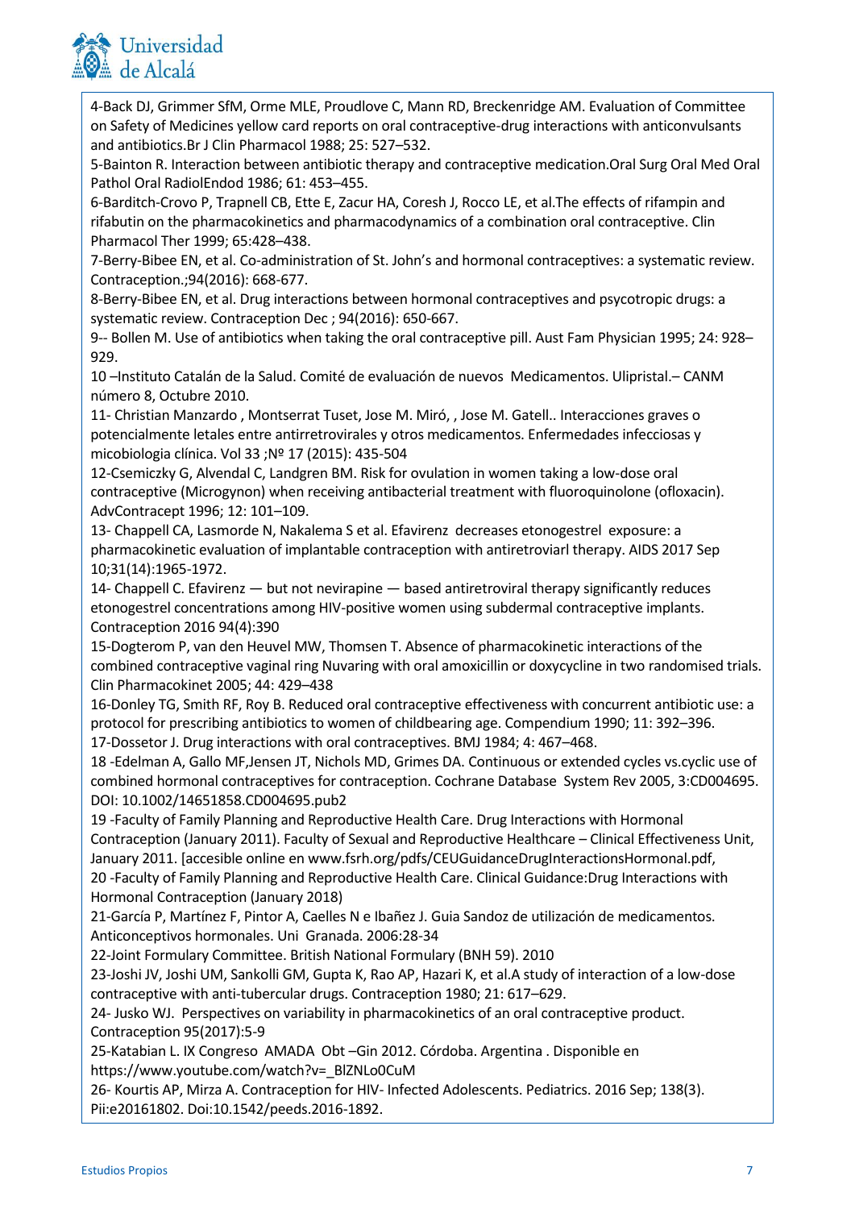4-Back DJ, Grimmer SfM, Orme MLE, Proudlove C, Mann RD, Breckenridge AM. Evaluation of Committee on Safety of Medicines yellow card reports on oral contraceptive-drug interactions with anticonvulsants and antibiotics.Br J Clin Pharmacol 1988; 25: 527–532.

5-Bainton R. Interaction between antibiotic therapy and contraceptive medication.Oral Surg Oral Med Oral Pathol Oral RadiolEndod 1986; 61: 453–455.

6-Barditch-Crovo P, Trapnell CB, Ette E, Zacur HA, Coresh J, Rocco LE, et al.The effects of rifampin and rifabutin on the pharmacokinetics and pharmacodynamics of a combination oral contraceptive. Clin Pharmacol Ther 1999; 65:428–438.

7-Berry-Bibee EN, et al. Co-administration of St. John's and hormonal contraceptives: a systematic review. Contraception.;94(2016): 668-677.

8-Berry-Bibee EN, et al. Drug interactions between hormonal contraceptives and psycotropic drugs: a systematic review. Contraception Dec ; 94(2016): 650-667.

9-- Bollen M. Use of antibiotics when taking the oral contraceptive pill. Aust Fam Physician 1995; 24: 928–929.

10 –Instituto Catalán de la Salud. Comité de evaluación de nuevos Medicamentos. Ulipristal.– CANM número 8, Octubre 2010.

11- Christian Manzardo , Montserrat Tuset, Jose M. Miró, , Jose M. Gatell.. Interacciones graves o potencialmente letales entre antirretrovirales y otros medicamentos. Enfermedades infecciosas y micobiologia clínica. Vol 33 ;Nº 17 (2015): 435-504

12-Csemiczky G, Alvendal C, Landgren BM. Risk for ovulation in women taking a low-dose oral contraceptive (Microgynon) when receiving antibacterial treatment with fluoroquinolone (ofloxacin). AdvContracept 1996; 12: 101–109.

13- Chappell CA, Lasmorde N, Nakalema S et al. Efavirenz decreases etonogestrel exposure: a pharmacokinetic evaluation of implantable contraception with antiretroviarl therapy. AIDS 2017 Sep 10;31(14):1965-1972.

14- Chappell C. Efavirenz — but not nevirapine — based antiretroviral therapy significantly reduces etonogestrel concentrations among HIV-positive women using subdermal contraceptive implants. Contraception 2016 94(4):390

15-Dogterom P, van den Heuvel MW, Thomsen T. Absence of pharmacokinetic interactions of the combined contraceptive vaginal ring Nuvaring with oral amoxicillin or doxycycline in two randomised trials. Clin Pharmacokinet 2005; 44: 429–438

16-Donley TG, Smith RF, Roy B. Reduced oral contraceptive effectiveness with concurrent antibiotic use: a protocol for prescribing antibiotics to women of childbearing age. Compendium 1990; 11: 392–396.

17-Dossetor J. Drug interactions with oral contraceptives. BMJ 1984; 4: 467–468.

18 -Edelman A, Gallo MF,Jensen JT, Nichols MD, Grimes DA. Continuous or extended cycles vs.cyclic use of combined hormonal contraceptives for contraception. Cochrane Database System Rev 2005, 3:CD004695. DOI: 10.1002/14651858.CD004695.pub2

19 -Faculty of Family Planning and Reproductive Health Care. Drug Interactions with Hormonal Contraception (January 2011). Faculty of Sexual and Reproductive Healthcare – Clinical Effectiveness Unit, January 2011. [accesible online en www.fsrh.org/pdfs/CEUGuidanceDrugInteractionsHormonal.pdf,

20 -Faculty of Family Planning and Reproductive Health Care. Clinical Guidance:Drug Interactions with Hormonal Contraception (January 2018)

21-García P, Martínez F, Pintor A, Caelles N e Ibañez J. Guia Sandoz de utilización de medicamentos. Anticonceptivos hormonales. Uni Granada. 2006:28-34

22-Joint Formulary Committee. British National Formulary (BNH 59). 2010

23-Joshi JV, Joshi UM, Sankolli GM, Gupta K, Rao AP, Hazari K, et al.A study of interaction of a low-dose contraceptive with anti-tubercular drugs. Contraception 1980; 21: 617–629.

24- Jusko WJ. Perspectives on variability in pharmacokinetics of an oral contraceptive product. Contraception 95(2017):5-9

25-Katabian L. IX Congreso AMADA Obt –Gin 2012. Córdoba. Argentina . Disponible en https://www.youtube.com/watch?v=_BlZNLo0CuM

26- Kourtis AP, Mirza A. Contraception for HIV- Infected Adolescents. Pediatrics. 2016 Sep; 138(3). Pii:e20161802. Doi:10.1542/peeds.2016-1892.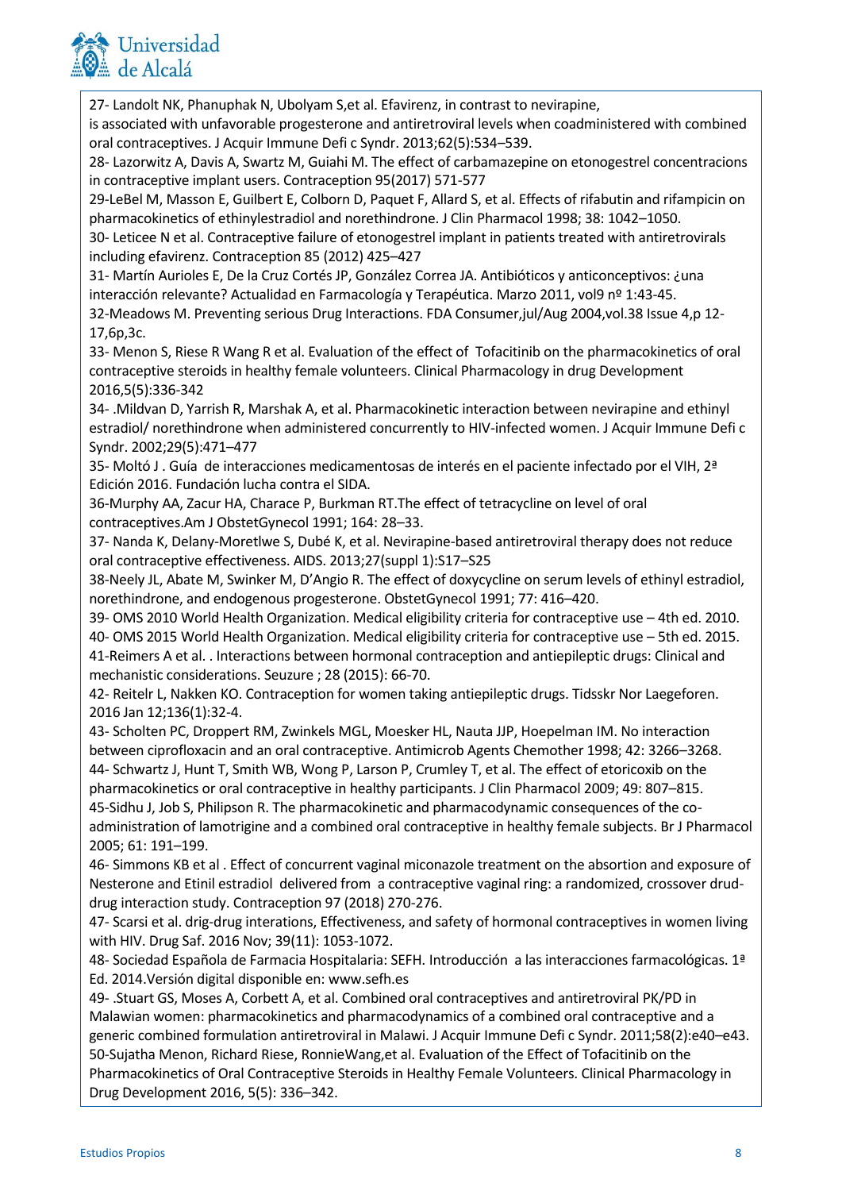27- Landolt NK, Phanuphak N, Ubolyam S,et al. Efavirenz, in contrast to nevirapine, is associated with unfavorable progesterone and antiretroviral levels when coadministered with combined oral contraceptives. J Acquir Immune Defi c Syndr. 2013;62(5):534–539.

28- Lazorwitz A, Davis A, Swartz M, Guiahi M. The effect of carbamazepine on etonogestrel concentracions in contraceptive implant users. Contraception 95(2017) 571-577

29-LeBel M, Masson E, Guilbert E, Colborn D, Paquet F, Allard S, et al. Effects of rifabutin and rifampicin on pharmacokinetics of ethinylestradiol and norethindrone. J Clin Pharmacol 1998; 38: 1042–1050.

30- Leticee N et al. Contraceptive failure of etonogestrel implant in patients treated with antiretrovirals including efavirenz. Contraception 85 (2012) 425–427

31- Martín Aurioles E, De la Cruz Cortés JP, González Correa JA. Antibióticos y anticonceptivos: ¿una interacción relevante? Actualidad en Farmacología y Terapéutica. Marzo 2011, vol9 nº 1:43-45.

32-Meadows M. Preventing serious Drug Interactions. FDA Consumer,jul/Aug 2004,vol.38 Issue 4,p 12-17,6p,3c.

33- Menon S, Riese R Wang R et al. Evaluation of the effect of Tofacitinib on the pharmacokinetics of oral contraceptive steroids in healthy female volunteers. Clinical Pharmacology in drug Development 2016,5(5):336-342

34- .Mildvan D, Yarrish R, Marshak A, et al. Pharmacokinetic interaction between nevirapine and ethinyl estradiol/ norethindrone when administered concurrently to HIV-infected women. J Acquir Immune Defi c Syndr. 2002;29(5):471–477

35- Moltó J . Guía de interacciones medicamentosas de interés en el paciente infectado por el VIH, 2ª Edición 2016. Fundación lucha contra el SIDA.

36-Murphy AA, Zacur HA, Charace P, Burkman RT.The effect of tetracycline on level of oral contraceptives.Am J ObstetGynecol 1991; 164: 28–33.

37- Nanda K, Delany-Moretlwe S, Dubé K, et al. Nevirapine-based antiretroviral therapy does not reduce oral contraceptive effectiveness. AIDS. 2013;27(suppl 1):S17–S25

38-Neely JL, Abate M, Swinker M, D'Angio R. The effect of doxycycline on serum levels of ethinyl estradiol, norethindrone, and endogenous progesterone. ObstetGynecol 1991; 77: 416–420.

39- OMS 2010 World Health Organization. Medical eligibility criteria for contraceptive use – 4th ed. 2010.

40- OMS 2015 World Health Organization. Medical eligibility criteria for contraceptive use – 5th ed. 2015.

41-Reimers A et al. . Interactions between hormonal contraception and antiepileptic drugs: Clinical and mechanistic considerations. Seuzure ; 28 (2015): 66-70.

42- Reitelr L, Nakken KO. Contraception for women taking antiepileptic drugs. Tidsskr Nor Laegeforen. 2016 Jan 12;136(1):32-4.

43- Scholten PC, Droppert RM, Zwinkels MGL, Moesker HL, Nauta JJP, Hoepelman IM. No interaction between ciprofloxacin and an oral contraceptive. Antimicrob Agents Chemother 1998; 42: 3266–3268.

44- Schwartz J, Hunt T, Smith WB, Wong P, Larson P, Crumley T, et al. The effect of etoricoxib on the pharmacokinetics or oral contraceptive in healthy participants. J Clin Pharmacol 2009; 49: 807–815.

45-Sidhu J, Job S, Philipson R. The pharmacokinetic and pharmacodynamic consequences of the co-administration of lamotrigine and a combined oral contraceptive in healthy female subjects. Br J Pharmacol 2005; 61: 191–199.

46- Simmons KB et al . Effect of concurrent vaginal miconazole treatment on the absortion and exposure of Nesterone and Etinil estradiol delivered from a contraceptive vaginal ring: a randomized, crossover drud-drug interaction study. Contraception 97 (2018) 270-276.

47- Scarsi et al. drig-drug interations, Effectiveness, and safety of hormonal contraceptives in women living with HIV. Drug Saf. 2016 Nov; 39(11): 1053-1072.

48- Sociedad Española de Farmacia Hospitalaria: SEFH. Introducción a las interacciones farmacológicas. 1ª Ed. 2014.Versión digital disponible en: www.sefh.es

49- .Stuart GS, Moses A, Corbett A, et al. Combined oral contraceptives and antiretroviral PK/PD in Malawian women: pharmacokinetics and pharmacodynamics of a combined oral contraceptive and a generic combined formulation antiretroviral in Malawi. J Acquir Immune Defi c Syndr. 2011;58(2):e40–e43.

50-Sujatha Menon, Richard Riese, RonnieWang,et al. Evaluation of the Effect of Tofacitinib on the Pharmacokinetics of Oral Contraceptive Steroids in Healthy Female Volunteers. Clinical Pharmacology in Drug Development 2016, 5(5): 336–342.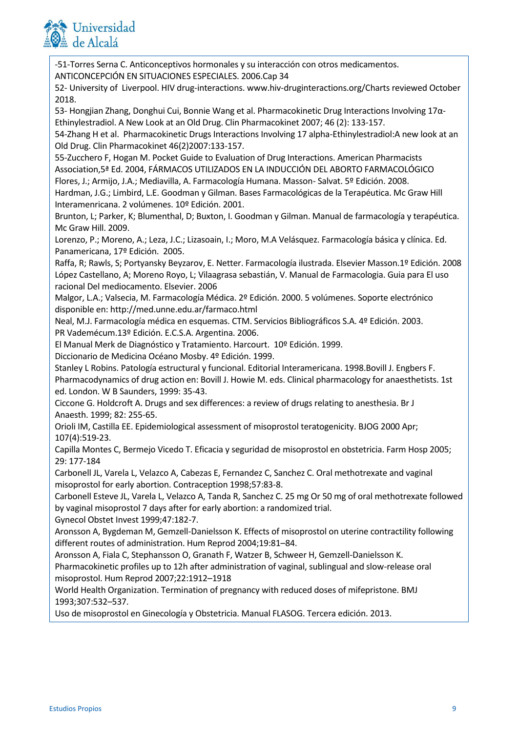-51-Torres Serna C. Anticonceptivos hormonales y su interacción con otros medicamentos. ANTICONCEPCIÓN EN SITUACIONES ESPECIALES. 2006.Cap 34

52- University of Liverpool. HIV drug-interactions. www.hiv-druginteractions.org/Charts reviewed October 2018.

53- Hongjian Zhang, Donghui Cui, Bonnie Wang et al. Pharmacokinetic Drug Interactions Involving 17α-Ethinylestradiol. A New Look at an Old Drug. Clin Pharmacokinet 2007; 46 (2): 133-157.

54-Zhang H et al. Pharmacokinetic Drugs Interactions Involving 17 alpha-Ethinylestradiol:A new look at an Old Drug. Clin Pharmacokinet 46(2)2007:133-157.

55-Zucchero F, Hogan M. Pocket Guide to Evaluation of Drug Interactions. American Pharmacists Association,5ª Ed. 2004, FÁRMACOS UTILIZADOS EN LA INDUCCIÓN DEL ABORTO FARMACOLÓGICO

Flores, J.; Armijo, J.A.; Mediavilla, A. Farmacología Humana. Masson- Salvat. 5º Edición. 2008.

Hardman, J.G.; Limbird, L.E. Goodman y Gilman. Bases Farmacológicas de la Terapéutica. Mc Graw Hill Interamenricana. 2 volúmenes. 10º Edición. 2001.

Brunton, L; Parker, K; Blumenthal, D; Buxton, I. Goodman y Gilman. Manual de farmacología y terapéutica. Mc Graw Hill. 2009.

Lorenzo, P.; Moreno, A.; Leza, J.C.; Lizasoain, I.; Moro, M.A Velásquez. Farmacología básica y clínica. Ed. Panamericana, 17º Edición. 2005.

Raffa, R; Rawls, S; Portyansky Beyzarov, E. Netter. Farmacología ilustrada. Elsevier Masson.1º Edición. 2008

López Castellano, A; Moreno Royo, L; Vilaagrasa sebastián, V. Manual de Farmacologia. Guia para El uso racional Del mediocamento. Elsevier. 2006

Malgor, L.A.; Valsecia, M. Farmacología Médica. 2º Edición. 2000. 5 volúmenes. Soporte electrónico disponible en: http://med.unne.edu.ar/farmaco.html

Neal, M.J. Farmacología médica en esquemas. CTM. Servicios Bibliográficos S.A. 4º Edición. 2003.

PR Vademécum.13º Edición. E.C.S.A. Argentina. 2006.

El Manual Merk de Diagnóstico y Tratamiento. Harcourt. 10º Edición. 1999.

Diccionario de Medicina Océano Mosby. 4º Edición. 1999.

Stanley L Robins. Patología estructural y funcional. Editorial Interamericana. 1998.Bovill J. Engbers F. Pharmacodynamics of drug action en: Bovill J. Howie M. eds. Clinical pharmacology for anaesthetists. 1st ed. London. W B Saunders, 1999: 35-43.

Ciccone G. Holdcroft A. Drugs and sex differences: a review of drugs relating to anesthesia. Br J Anaesth. 1999; 82: 255-65.

Orioli IM, Castilla EE. Epidemiological assessment of misoprostol teratogenicity. BJOG 2000 Apr; 107(4):519-23.

Capilla Montes C, Bermejo Vicedo T. Eficacia y seguridad de misoprostol en obstetricia. Farm Hosp 2005; 29: 177-184

Carbonell JL, Varela L, Velazco A, Cabezas E, Fernandez C, Sanchez C. Oral methotrexate and vaginal misoprostol for early abortion. Contraception 1998;57:83-8.

Carbonell Esteve JL, Varela L, Velazco A, Tanda R, Sanchez C. 25 mg Or 50 mg of oral methotrexate followed by vaginal misoprostol 7 days after for early abortion: a randomized trial.
Gynecol Obstet Invest 1999;47:182-7.

Aronsson A, Bygdeman M, Gemzell-Danielsson K. Effects of misoprostol on uterine contractility following different routes of administration. Hum Reprod 2004;19:81–84.

Aronsson A, Fiala C, Stephansson O, Granath F, Watzer B, Schweer H, Gemzell-Danielsson K. Pharmacokinetic profiles up to 12h after administration of vaginal, sublingual and slow-release oral misoprostol. Hum Reprod 2007;22:1912–1918

World Health Organization. Termination of pregnancy with reduced doses of mifepristone. BMJ 1993;307:532–537.

Uso de misoprostol en Ginecología y Obstetricia. Manual FLASOG. Tercera edición. 2013.